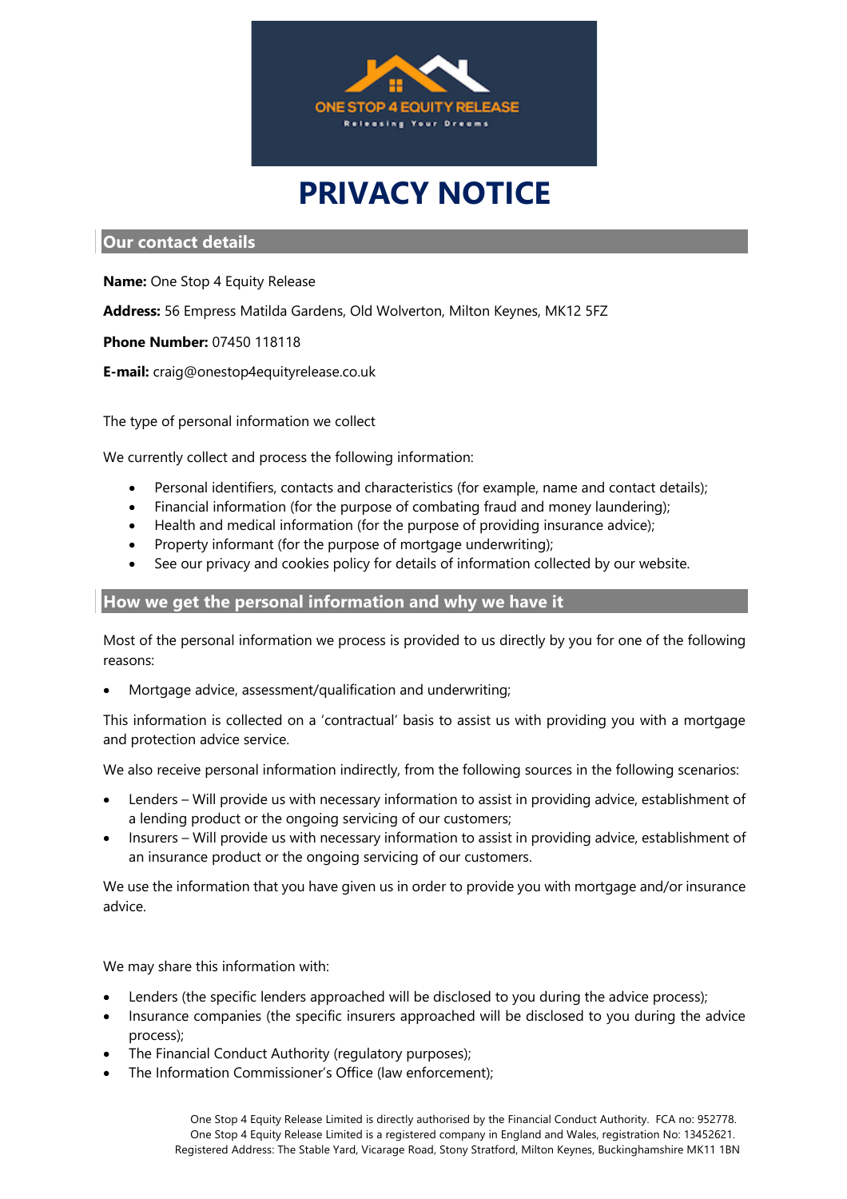# PRIVACY NOTICE

## Our contact details

**Name:** One Stop 4 Equity Release

**Address:** 56 Empress Matilda Gardens, Old Wolverton, Milton Keynes, MK12 5FZ

**Phone Number:** 07450 118118

**E-mail:** craig@onestop4equityrelease.co.uk

The type of personal information we collect

We currently collect and process the following information:

- Personal identifiers, contacts and characteristics (for example, name and contact details);
- Financial information (for the purpose of combating fraud and money laundering);
- Health and medical information (for the purpose of providing insurance advice);
- Property informant (for the purpose of mortgage underwriting);
- See our privacy and cookies policy for details of information collected by our website.

## How we get the personal information and why we have it

Most of the personal information we process is provided to us directly by you for one of the following reasons:

- Mortgage advice, assessment/qualification and underwriting;

This information is collected on a 'contractual' basis to assist us with providing you with a mortgage and protection advice service.

We also receive personal information indirectly, from the following sources in the following scenarios:

- Lenders – Will provide us with necessary information to assist in providing advice, establishment of a lending product or the ongoing servicing of our customers;
- Insurers – Will provide us with necessary information to assist in providing advice, establishment of an insurance product or the ongoing servicing of our customers.

We use the information that you have given us in order to provide you with mortgage and/or insurance advice.

We may share this information with:

- Lenders (the specific lenders approached will be disclosed to you during the advice process);
- Insurance companies (the specific insurers approached will be disclosed to you during the advice process);
- The Financial Conduct Authority (regulatory purposes);
- The Information Commissioner's Office (law enforcement);

One Stop 4 Equity Release Limited is directly authorised by the Financial Conduct Authority. FCA no: 952778.
One Stop 4 Equity Release Limited is a registered company in England and Wales, registration No: 13452621.
Registered Address: The Stable Yard, Vicarage Road, Stony Stratford, Milton Keynes, Buckinghamshire MK11 1BN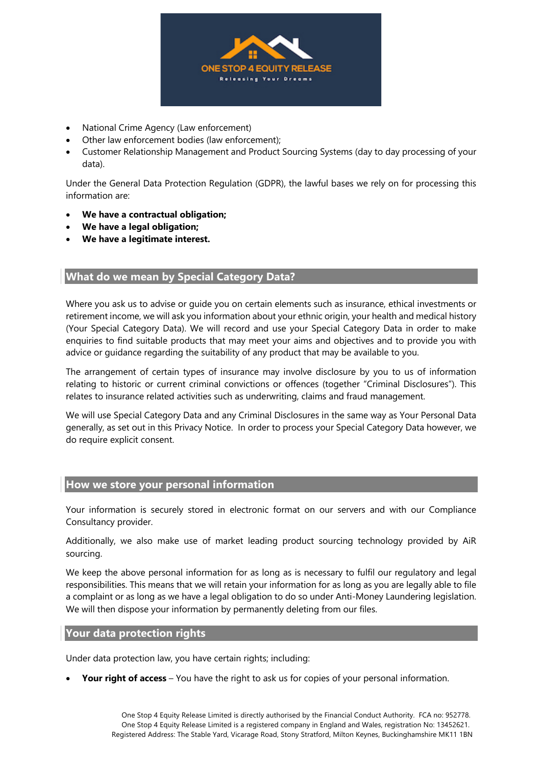- National Crime Agency (Law enforcement)
- Other law enforcement bodies (law enforcement);
- Customer Relationship Management and Product Sourcing Systems (day to day processing of your data).

Under the General Data Protection Regulation (GDPR), the lawful bases we rely on for processing this information are:

- **We have a contractual obligation;**
- **We have a legal obligation;**
- **We have a legitimate interest.**

## What do we mean by Special Category Data?

Where you ask us to advise or guide you on certain elements such as insurance, ethical investments or retirement income, we will ask you information about your ethnic origin, your health and medical history (Your Special Category Data). We will record and use your Special Category Data in order to make enquiries to find suitable products that may meet your aims and objectives and to provide you with advice or guidance regarding the suitability of any product that may be available to you.

The arrangement of certain types of insurance may involve disclosure by you to us of information relating to historic or current criminal convictions or offences (together "Criminal Disclosures"). This relates to insurance related activities such as underwriting, claims and fraud management.

We will use Special Category Data and any Criminal Disclosures in the same way as Your Personal Data generally, as set out in this Privacy Notice. In order to process your Special Category Data however, we do require explicit consent.

## How we store your personal information

Your information is securely stored in electronic format on our servers and with our Compliance Consultancy provider.

Additionally, we also make use of market leading product sourcing technology provided by AiR sourcing.

We keep the above personal information for as long as is necessary to fulfil our regulatory and legal responsibilities. This means that we will retain your information for as long as you are legally able to file a complaint or as long as we have a legal obligation to do so under Anti-Money Laundering legislation. We will then dispose your information by permanently deleting from our files.

## Your data protection rights

Under data protection law, you have certain rights; including:

- **Your right of access** – You have the right to ask us for copies of your personal information.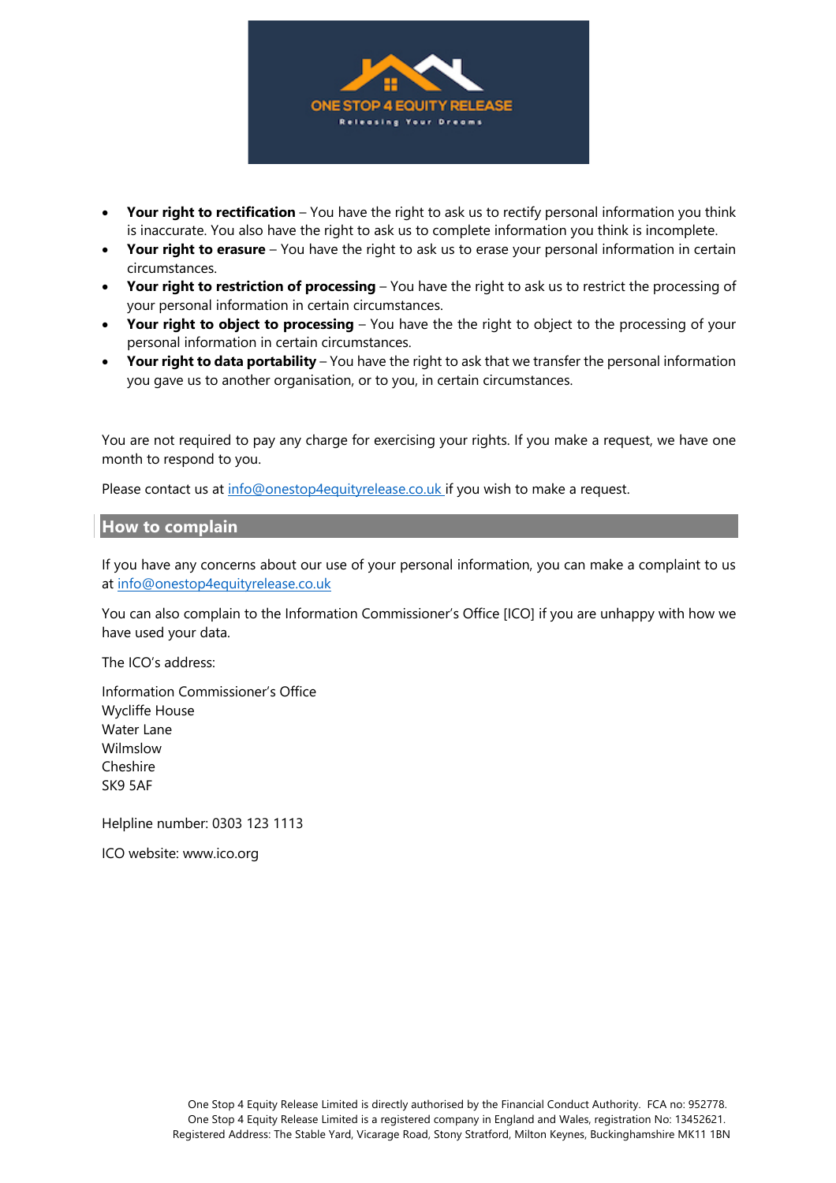- **Your right to rectification** – You have the right to ask us to rectify personal information you think is inaccurate. You also have the right to ask us to complete information you think is incomplete.
- **Your right to erasure** – You have the right to ask us to erase your personal information in certain circumstances.
- **Your right to restriction of processing** – You have the right to ask us to restrict the processing of your personal information in certain circumstances.
- **Your right to object to processing** – You have the the right to object to the processing of your personal information in certain circumstances.
- **Your right to data portability** – You have the right to ask that we transfer the personal information you gave us to another organisation, or to you, in certain circumstances.

You are not required to pay any charge for exercising your rights. If you make a request, we have one month to respond to you.

Please contact us at info@onestop4equityrelease.co.uk if you wish to make a request.

## How to complain

If you have any concerns about our use of your personal information, you can make a complaint to us at info@onestop4equityrelease.co.uk

You can also complain to the Information Commissioner's Office [ICO] if you are unhappy with how we have used your data.

The ICO's address:

Information Commissioner's Office
Wycliffe House
Water Lane
Wilmslow
Cheshire
SK9 5AF

Helpline number: 0303 123 1113

ICO website: www.ico.org

One Stop 4 Equity Release Limited is directly authorised by the Financial Conduct Authority. FCA no: 952778.
One Stop 4 Equity Release Limited is a registered company in England and Wales, registration No: 13452621.
Registered Address: The Stable Yard, Vicarage Road, Stony Stratford, Milton Keynes, Buckinghamshire MK11 1BN